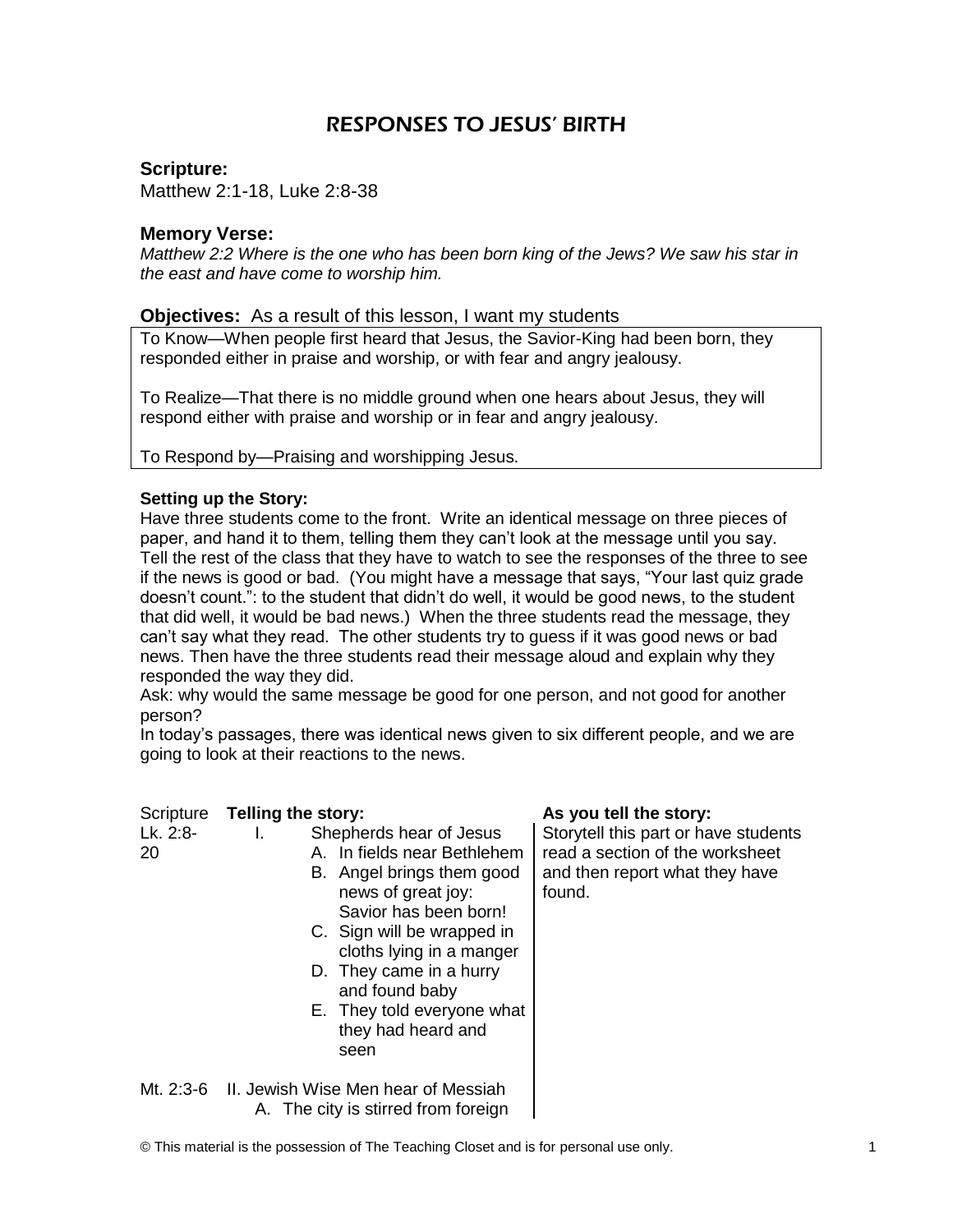# RESPONSES TO JESUS' BIRTH

**Scripture:**
Matthew 2:1-18, Luke 2:8-38

**Memory Verse:**
*Matthew 2:2 Where is the one who has been born king of the Jews? We saw his star in the east and have come to worship him.*

**Objectives:** As a result of this lesson, I want my students

To Know—When people first heard that Jesus, the Savior-King had been born, they responded either in praise and worship, or with fear and angry jealousy.

To Realize—That there is no middle ground when one hears about Jesus, they will respond either with praise and worship or in fear and angry jealousy.

To Respond by—Praising and worshipping Jesus.

**Setting up the Story:**
Have three students come to the front. Write an identical message on three pieces of paper, and hand it to them, telling them they can't look at the message until you say. Tell the rest of the class that they have to watch to see the responses of the three to see if the news is good or bad. (You might have a message that says, "Your last quiz grade doesn't count.": to the student that didn't do well, it would be good news, to the student that did well, it would be bad news.) When the three students read the message, they can't say what they read. The other students try to guess if it was good news or bad news. Then have the three students read their message aloud and explain why they responded the way they did.
Ask: why would the same message be good for one person, and not good for another person?
In today's passages, there was identical news given to six different people, and we are going to look at their reactions to the news.

| Scripture | **Telling the story:** | **As you tell the story:** |
|---|---|---|
| Lk. 2:8-20 | I. Shepherds hear of Jesus<br>A. In fields near Bethlehem<br>B. Angel brings them good news of great joy: Savior has been born!<br>C. Sign will be wrapped in cloths lying in a manger<br>D. They came in a hurry and found baby<br>E. They told everyone what they had heard and seen | Storytell this part or have students read a section of the worksheet and then report what they have found. |
| Mt. 2:3-6 | II. Jewish Wise Men hear of Messiah<br>A. The city is stirred from foreign | |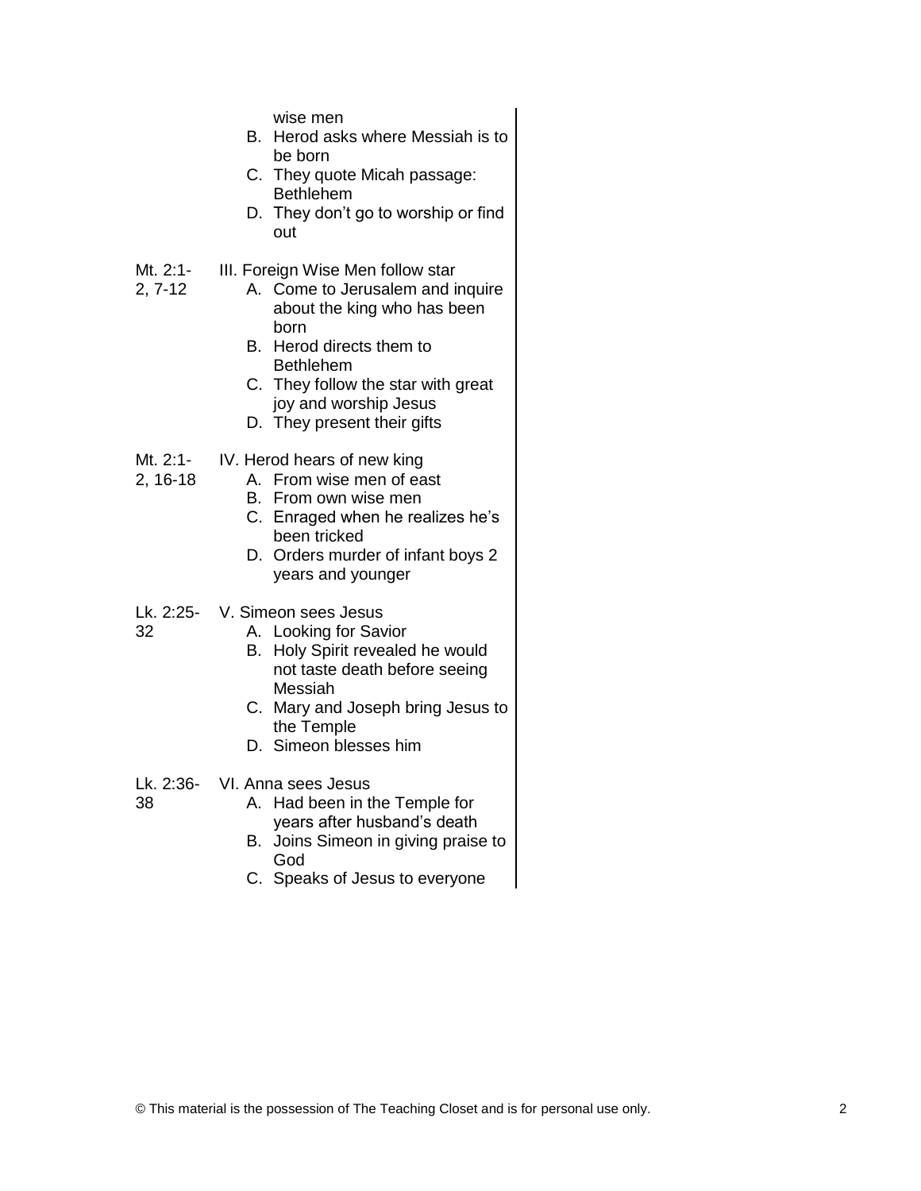wise men
- B. Herod asks where Messiah is to be born
- C. They quote Micah passage: Bethlehem
- D. They don't go to worship or find out

| Reference | Outline |
|---|---|
| Mt. 2:1-2, 7-12 | III. Foreign Wise Men follow star<br>A. Come to Jerusalem and inquire about the king who has been born<br>B. Herod directs them to Bethlehem<br>C. They follow the star with great joy and worship Jesus<br>D. They present their gifts |
| Mt. 2:1-2, 16-18 | IV. Herod hears of new king<br>A. From wise men of east<br>B. From own wise men<br>C. Enraged when he realizes he's been tricked<br>D. Orders murder of infant boys 2 years and younger |
| Lk. 2:25-32 | V. Simeon sees Jesus<br>A. Looking for Savior<br>B. Holy Spirit revealed he would not taste death before seeing Messiah<br>C. Mary and Joseph bring Jesus to the Temple<br>D. Simeon blesses him |
| Lk. 2:36-38 | VI. Anna sees Jesus<br>A. Had been in the Temple for years after husband's death<br>B. Joins Simeon in giving praise to God<br>C. Speaks of Jesus to everyone |

© This material is the possession of The Teaching Closet and is for personal use only.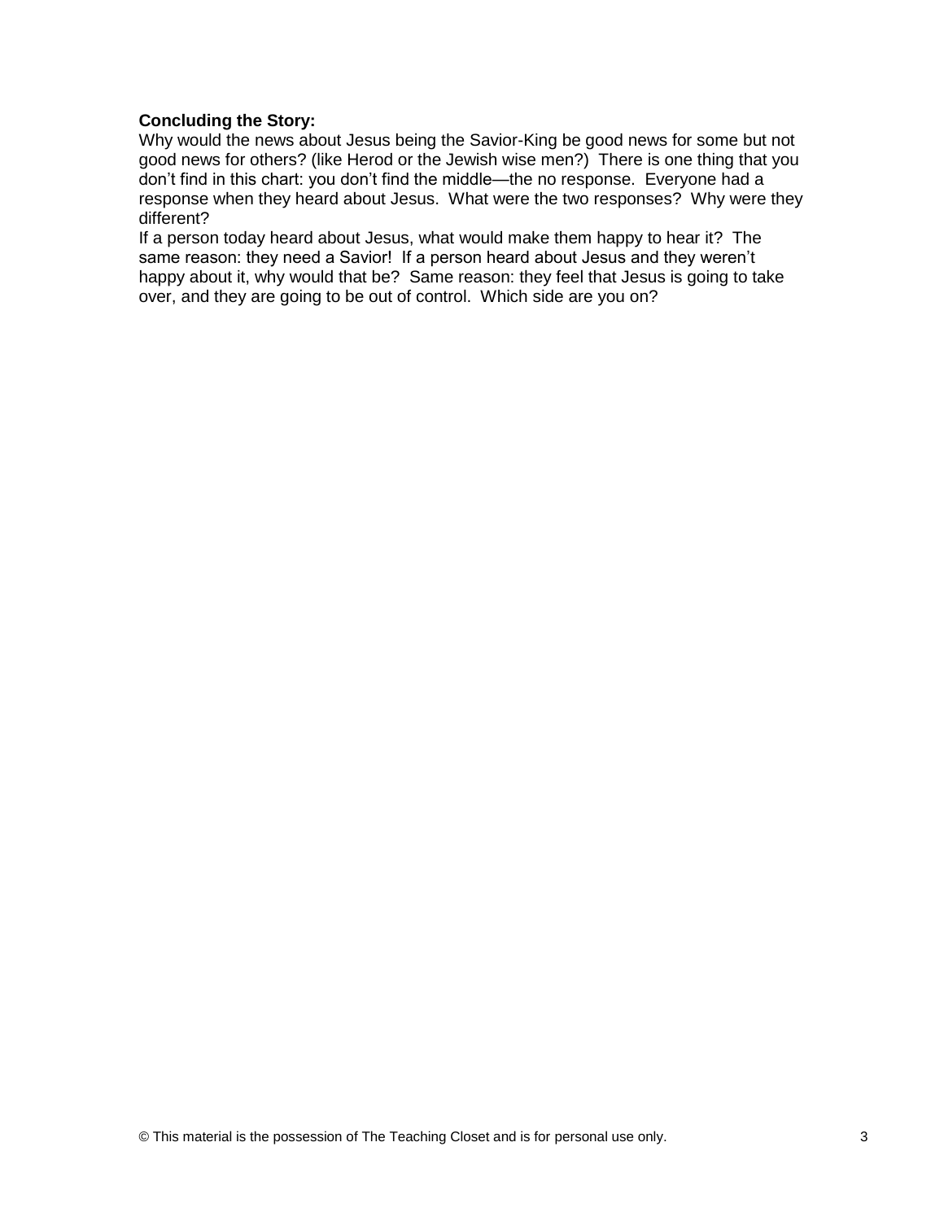**Concluding the Story:**

Why would the news about Jesus being the Savior-King be good news for some but not good news for others? (like Herod or the Jewish wise men?) There is one thing that you don't find in this chart: you don't find the middle—the no response. Everyone had a response when they heard about Jesus. What were the two responses? Why were they different?

If a person today heard about Jesus, what would make them happy to hear it? The same reason: they need a Savior! If a person heard about Jesus and they weren't happy about it, why would that be? Same reason: they feel that Jesus is going to take over, and they are going to be out of control. Which side are you on?

© This material is the possession of The Teaching Closet and is for personal use only.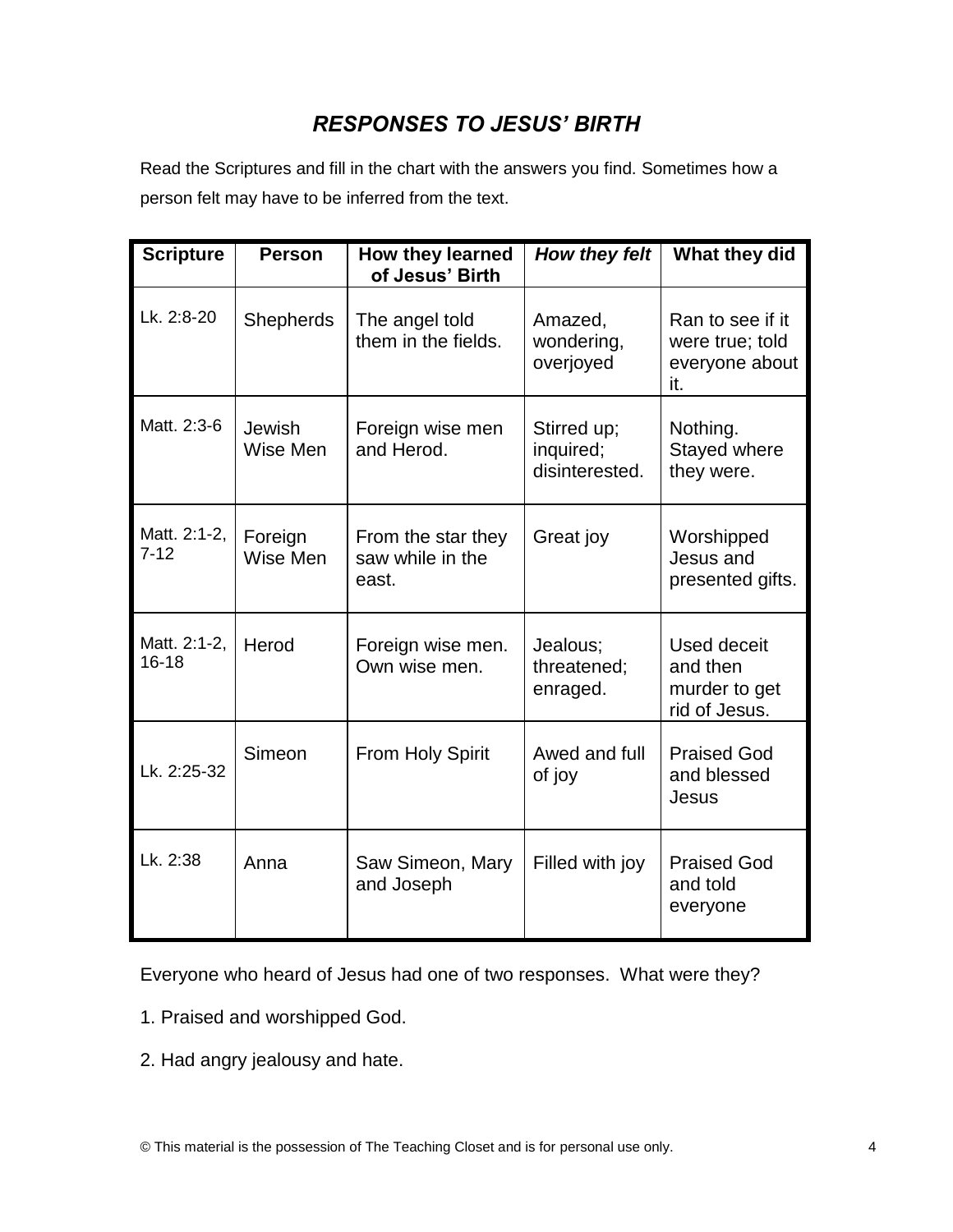# *RESPONSES TO JESUS' BIRTH*

Read the Scriptures and fill in the chart with the answers you find. Sometimes how a person felt may have to be inferred from the text.

| Scripture | Person | How they learned of Jesus' Birth | *How they felt* | What they did |
|---|---|---|---|---|
| Lk. 2:8-20 | Shepherds | The angel told them in the fields. | Amazed, wondering, overjoyed | Ran to see if it were true; told everyone about it. |
| Matt. 2:3-6 | Jewish Wise Men | Foreign wise men and Herod. | Stirred up; inquired; disinterested. | Nothing. Stayed where they were. |
| Matt. 2:1-2, 7-12 | Foreign Wise Men | From the star they saw while in the east. | Great joy | Worshipped Jesus and presented gifts. |
| Matt. 2:1-2, 16-18 | Herod | Foreign wise men. Own wise men. | Jealous; threatened; enraged. | Used deceit and then murder to get rid of Jesus. |
| Lk. 2:25-32 | Simeon | From Holy Spirit | Awed and full of joy | Praised God and blessed Jesus |
| Lk. 2:38 | Anna | Saw Simeon, Mary and Joseph | Filled with joy | Praised God and told everyone |

Everyone who heard of Jesus had one of two responses. What were they?

1. Praised and worshipped God.

2. Had angry jealousy and hate.

© This material is the possession of The Teaching Closet and is for personal use only.